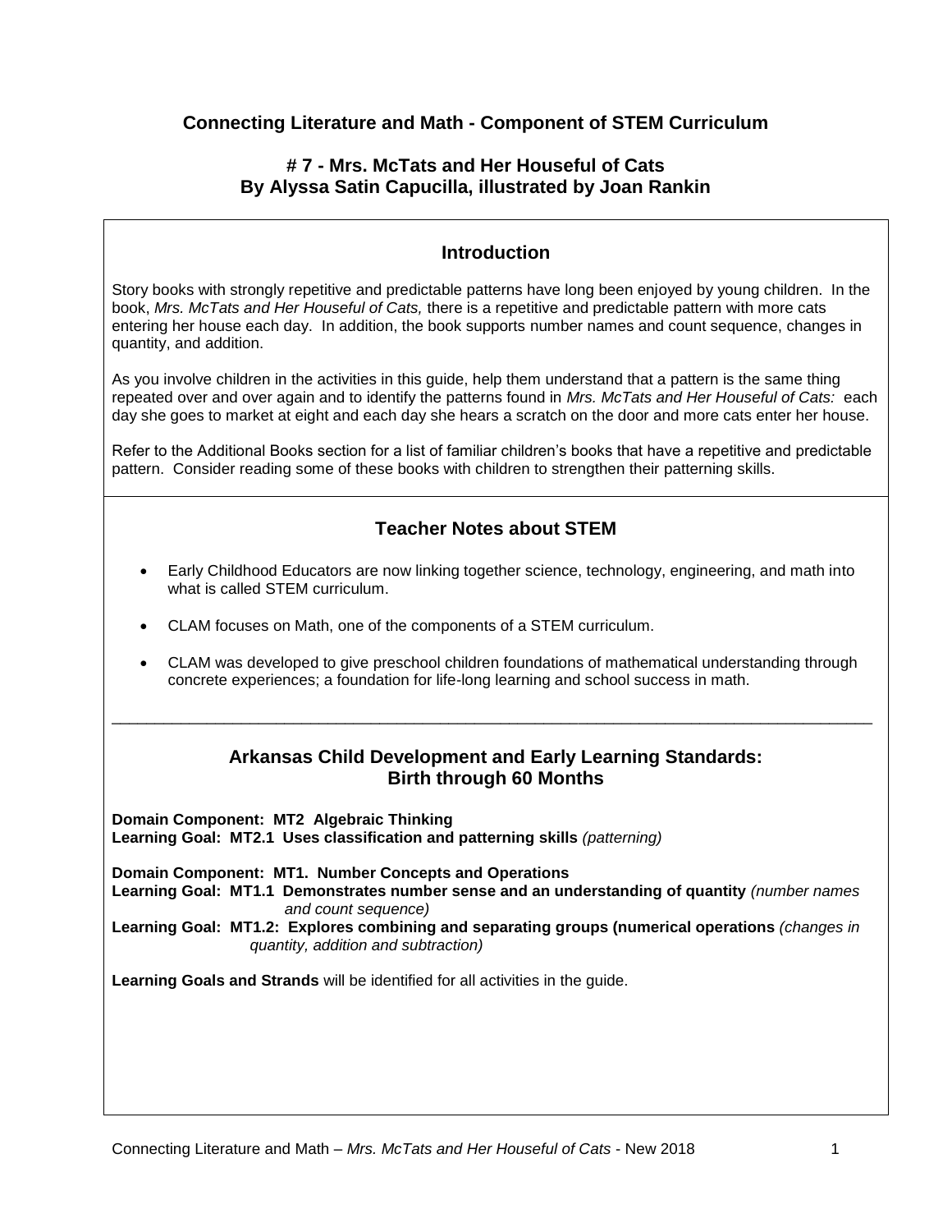## Connecting Literature and Math - Component of STEM Curriculum

## # 7 - Mrs. McTats and Her Houseful of Cats
## By Alyssa Satin Capucilla, illustrated by Joan Rankin

### Introduction

Story books with strongly repetitive and predictable patterns have long been enjoyed by young children. In the book, *Mrs. McTats and Her Houseful of Cats,* there is a repetitive and predictable pattern with more cats entering her house each day. In addition, the book supports number names and count sequence, changes in quantity, and addition.

As you involve children in the activities in this guide, help them understand that a pattern is the same thing repeated over and over again and to identify the patterns found in *Mrs. McTats and Her Houseful of Cats:* each day she goes to market at eight and each day she hears a scratch on the door and more cats enter her house.

Refer to the Additional Books section for a list of familiar children's books that have a repetitive and predictable pattern. Consider reading some of these books with children to strengthen their patterning skills.

### Teacher Notes about STEM

- Early Childhood Educators are now linking together science, technology, engineering, and math into what is called STEM curriculum.
- CLAM focuses on Math, one of the components of a STEM curriculum.
- CLAM was developed to give preschool children foundations of mathematical understanding through concrete experiences; a foundation for life-long learning and school success in math.

---

### Arkansas Child Development and Early Learning Standards: Birth through 60 Months

**Domain Component: MT2 Algebraic Thinking**
**Learning Goal: MT2.1 Uses classification and patterning skills** *(patterning)*

**Domain Component: MT1. Number Concepts and Operations**
**Learning Goal: MT1.1 Demonstrates number sense and an understanding of quantity** *(number names and count sequence)*
**Learning Goal: MT1.2: Explores combining and separating groups (numerical operations** *(changes in quantity, addition and subtraction)*

**Learning Goals and Strands** will be identified for all activities in the guide.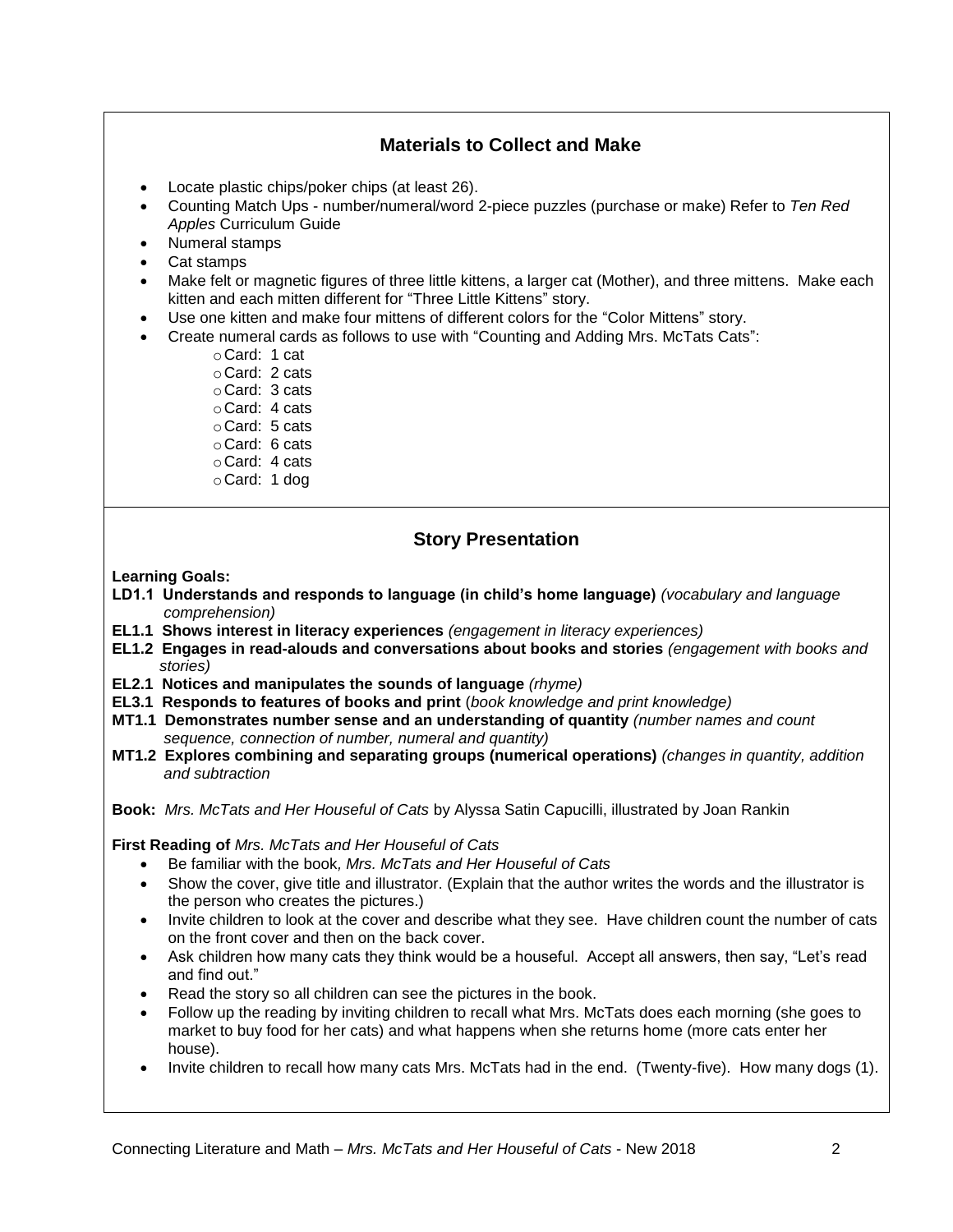## Materials to Collect and Make

- Locate plastic chips/poker chips (at least 26).
- Counting Match Ups - number/numeral/word 2-piece puzzles (purchase or make) Refer to *Ten Red Apples* Curriculum Guide
- Numeral stamps
- Cat stamps
- Make felt or magnetic figures of three little kittens, a larger cat (Mother), and three mittens. Make each kitten and each mitten different for "Three Little Kittens" story.
- Use one kitten and make four mittens of different colors for the "Color Mittens" story.
- Create numeral cards as follows to use with "Counting and Adding Mrs. McTats Cats":
    - Card: 1 cat
    - Card: 2 cats
    - Card: 3 cats
    - Card: 4 cats
    - Card: 5 cats
    - Card: 6 cats
    - Card: 4 cats
    - Card: 1 dog

## Story Presentation

**Learning Goals:**

**LD1.1 Understands and responds to language (in child's home language)** *(vocabulary and language comprehension)*

**EL1.1 Shows interest in literacy experiences** *(engagement in literacy experiences)*

**EL1.2 Engages in read-alouds and conversations about books and stories** *(engagement with books and stories)*

**EL2.1 Notices and manipulates the sounds of language** *(rhyme)*

**EL3.1 Responds to features of books and print** (*book knowledge and print knowledge)*

**MT1.1 Demonstrates number sense and an understanding of quantity** *(number names and count sequence, connection of number, numeral and quantity)*

**MT1.2 Explores combining and separating groups (numerical operations)** *(changes in quantity, addition and subtraction*

**Book:** *Mrs. McTats and Her Houseful of Cats* by Alyssa Satin Capucilli, illustrated by Joan Rankin

**First Reading of** *Mrs. McTats and Her Houseful of Cats*

- Be familiar with the book*, Mrs. McTats and Her Houseful of Cats*
- Show the cover, give title and illustrator. (Explain that the author writes the words and the illustrator is the person who creates the pictures.)
- Invite children to look at the cover and describe what they see. Have children count the number of cats on the front cover and then on the back cover.
- Ask children how many cats they think would be a houseful. Accept all answers, then say, "Let's read and find out."
- Read the story so all children can see the pictures in the book.
- Follow up the reading by inviting children to recall what Mrs. McTats does each morning (she goes to market to buy food for her cats) and what happens when she returns home (more cats enter her house).
- Invite children to recall how many cats Mrs. McTats had in the end. (Twenty-five). How many dogs (1).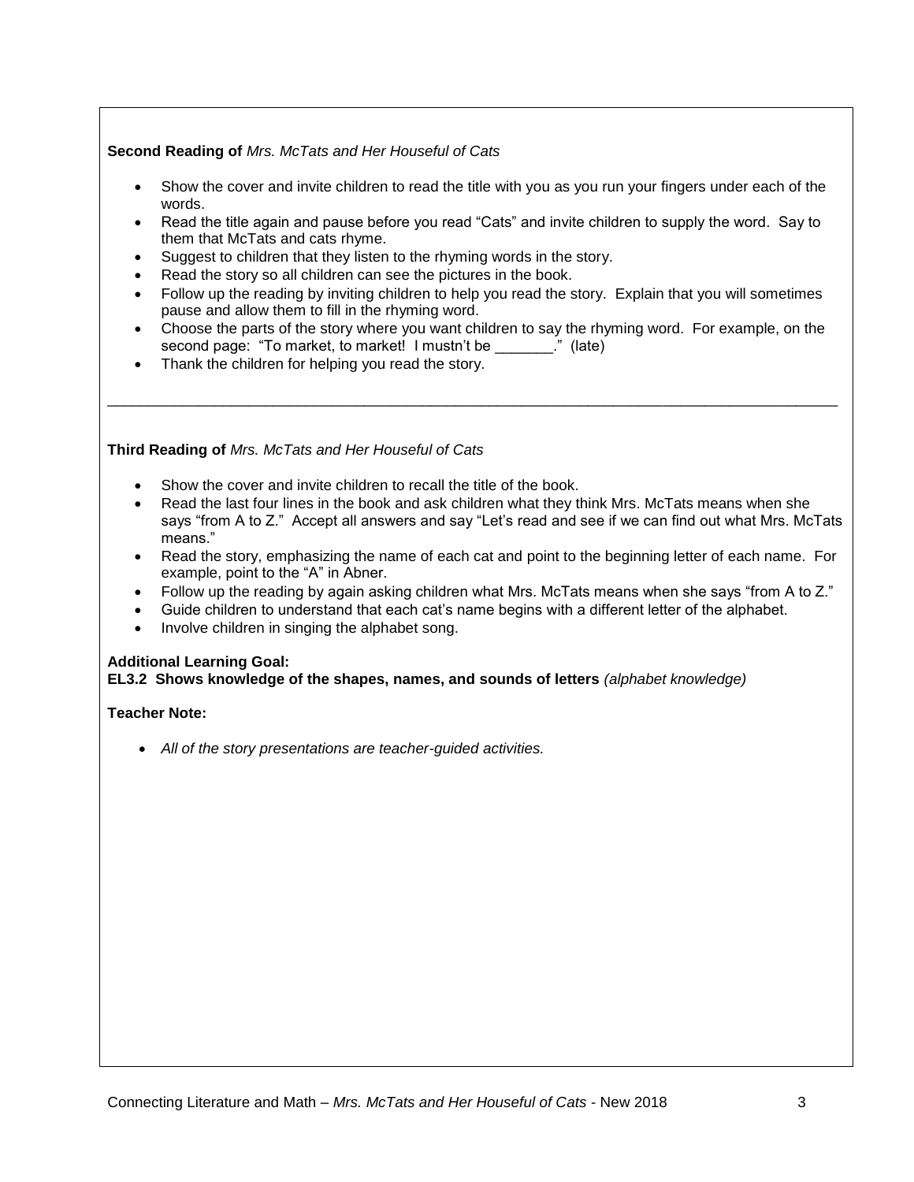**Second Reading of** *Mrs. McTats and Her Houseful of Cats*

- Show the cover and invite children to read the title with you as you run your fingers under each of the words.
- Read the title again and pause before you read "Cats" and invite children to supply the word. Say to them that McTats and cats rhyme.
- Suggest to children that they listen to the rhyming words in the story.
- Read the story so all children can see the pictures in the book.
- Follow up the reading by inviting children to help you read the story. Explain that you will sometimes pause and allow them to fill in the rhyming word.
- Choose the parts of the story where you want children to say the rhyming word. For example, on the second page: "To market, to market! I mustn't be _______." (late)
- Thank the children for helping you read the story.

---

**Third Reading of** *Mrs. McTats and Her Houseful of Cats*

- Show the cover and invite children to recall the title of the book.
- Read the last four lines in the book and ask children what they think Mrs. McTats means when she says "from A to Z." Accept all answers and say "Let's read and see if we can find out what Mrs. McTats means."
- Read the story, emphasizing the name of each cat and point to the beginning letter of each name. For example, point to the "A" in Abner.
- Follow up the reading by again asking children what Mrs. McTats means when she says "from A to Z."
- Guide children to understand that each cat's name begins with a different letter of the alphabet.
- Involve children in singing the alphabet song.

**Additional Learning Goal:**
**EL3.2 Shows knowledge of the shapes, names, and sounds of letters** *(alphabet knowledge)*

**Teacher Note:**

- *All of the story presentations are teacher-guided activities.*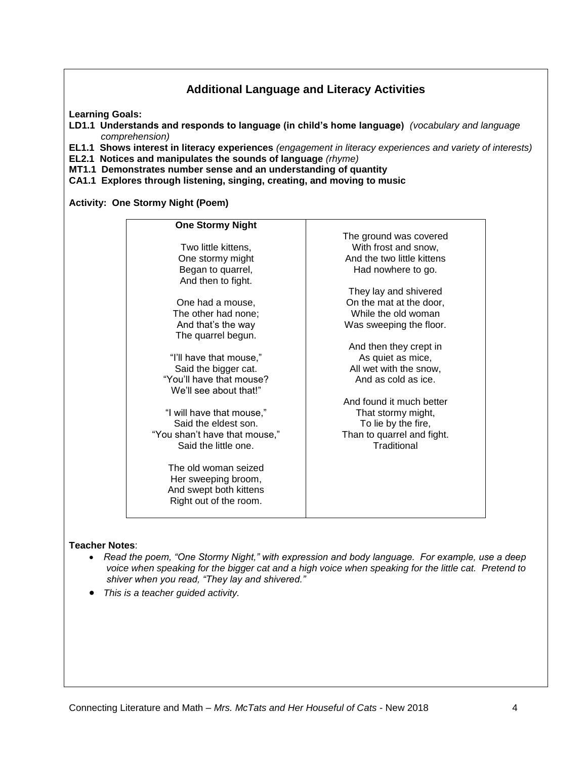## Additional Language and Literacy Activities

**Learning Goals:**

**LD1.1 Understands and responds to language (in child's home language)** *(vocabulary and language comprehension)*

**EL1.1 Shows interest in literacy experiences** *(engagement in literacy experiences and variety of interests)*

**EL2.1 Notices and manipulates the sounds of language** *(rhyme)*

**MT1.1 Demonstrates number sense and an understanding of quantity**

**CA1.1 Explores through listening, singing, creating, and moving to music**

**Activity: One Stormy Night (Poem)**

**One Stormy Night**

Two little kittens,
One stormy might
Began to quarrel,
And then to fight.

One had a mouse,
The other had none;
And that's the way
The quarrel begun.

"I'll have that mouse,"
Said the bigger cat.
"You'll have that mouse?
We'll see about that!"

"I will have that mouse,"
Said the eldest son.
"You shan't have that mouse,"
Said the little one.

The old woman seized
Her sweeping broom,
And swept both kittens
Right out of the room.

The ground was covered
With frost and snow,
And the two little kittens
Had nowhere to go.

They lay and shivered
On the mat at the door,
While the old woman
Was sweeping the floor.

And then they crept in
As quiet as mice,
All wet with the snow,
And as cold as ice.

And found it much better
That stormy might,
To lie by the fire,
Than to quarrel and fight.
Traditional

**Teacher Notes**:

- *Read the poem, "One Stormy Night," with expression and body language. For example, use a deep voice when speaking for the bigger cat and a high voice when speaking for the little cat. Pretend to shiver when you read, "They lay and shivered."*
- *This is a teacher guided activity.*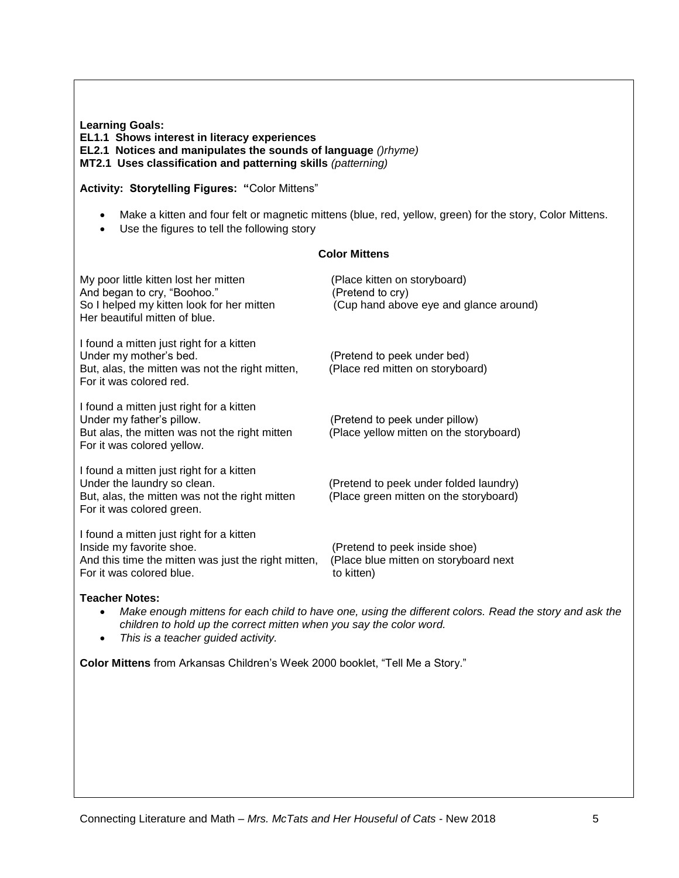**Learning Goals:**
**EL1.1 Shows interest in literacy experiences**
**EL2.1 Notices and manipulates the sounds of language** *()rhyme)*
**MT2.1 Uses classification and patterning skills** *(patterning)*

**Activity: Storytelling Figures: "**Color Mittens"

- Make a kitten and four felt or magnetic mittens (blue, red, yellow, green) for the story, Color Mittens.
- Use the figures to tell the following story

**Color Mittens**

| | |
|---|---|
| My poor little kitten lost her mitten | (Place kitten on storyboard) |
| And began to cry, "Boohoo." | (Pretend to cry) |
| So I helped my kitten look for her mitten | (Cup hand above eye and glance around) |
| Her beautiful mitten of blue. | |
| | |
| I found a mitten just right for a kitten | |
| Under my mother's bed. | (Pretend to peek under bed) |
| But, alas, the mitten was not the right mitten, | (Place red mitten on storyboard) |
| For it was colored red. | |
| | |
| I found a mitten just right for a kitten | |
| Under my father's pillow. | (Pretend to peek under pillow) |
| But alas, the mitten was not the right mitten | (Place yellow mitten on the storyboard) |
| For it was colored yellow. | |
| | |
| I found a mitten just right for a kitten | |
| Under the laundry so clean. | (Pretend to peek under folded laundry) |
| But, alas, the mitten was not the right mitten | (Place green mitten on the storyboard) |
| For it was colored green. | |
| | |
| I found a mitten just right for a kitten | |
| Inside my favorite shoe. | (Pretend to peek inside shoe) |
| And this time the mitten was just the right mitten, | (Place blue mitten on storyboard next to kitten) |
| For it was colored blue. | |

**Teacher Notes:**

- *Make enough mittens for each child to have one, using the different colors. Read the story and ask the children to hold up the correct mitten when you say the color word.*
- *This is a teacher guided activity.*

**Color Mittens** from Arkansas Children's Week 2000 booklet, "Tell Me a Story."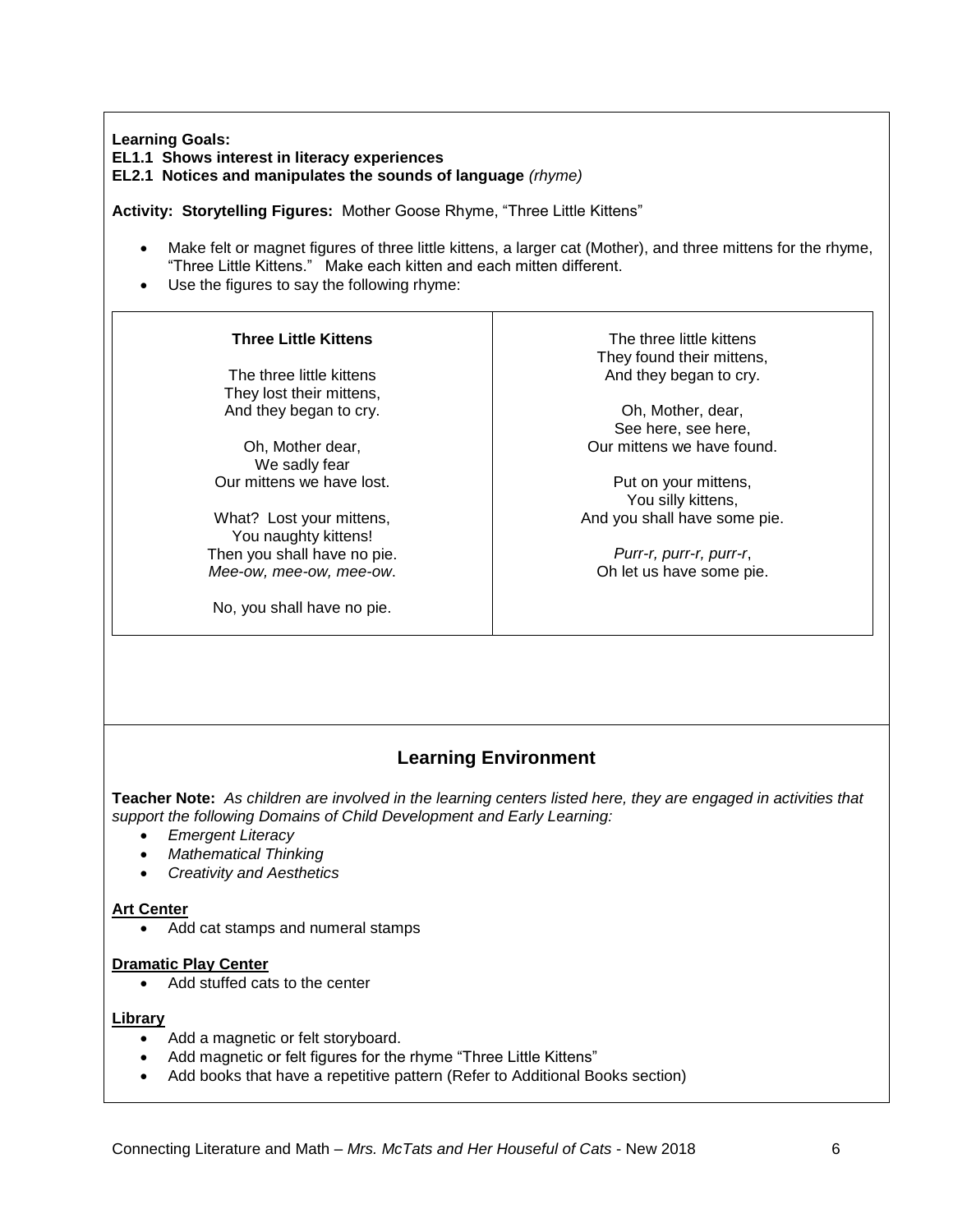**Learning Goals:**
**EL1.1 Shows interest in literacy experiences**
**EL2.1 Notices and manipulates the sounds of language** *(rhyme)*

**Activity: Storytelling Figures:** Mother Goose Rhyme, "Three Little Kittens"

- Make felt or magnet figures of three little kittens, a larger cat (Mother), and three mittens for the rhyme, "Three Little Kittens." Make each kitten and each mitten different.
- Use the figures to say the following rhyme:

**Three Little Kittens**

The three little kittens
They lost their mittens,
And they began to cry.

Oh, Mother dear,
We sadly fear
Our mittens we have lost.

What? Lost your mittens,
You naughty kittens!
Then you shall have no pie.
*Mee-ow, mee-ow, mee-ow*.

No, you shall have no pie.

The three little kittens
They found their mittens,
And they began to cry.

Oh, Mother, dear,
See here, see here,
Our mittens we have found.

Put on your mittens,
You silly kittens,
And you shall have some pie.

*Purr-r, purr-r, purr-r*,
Oh let us have some pie.

## Learning Environment

**Teacher Note:** *As children are involved in the learning centers listed here, they are engaged in activities that support the following Domains of Child Development and Early Learning:*

- *Emergent Literacy*
- *Mathematical Thinking*
- *Creativity and Aesthetics*

**Art Center**

- Add cat stamps and numeral stamps

**Dramatic Play Center**

- Add stuffed cats to the center

**Library**

- Add a magnetic or felt storyboard.
- Add magnetic or felt figures for the rhyme "Three Little Kittens"
- Add books that have a repetitive pattern (Refer to Additional Books section)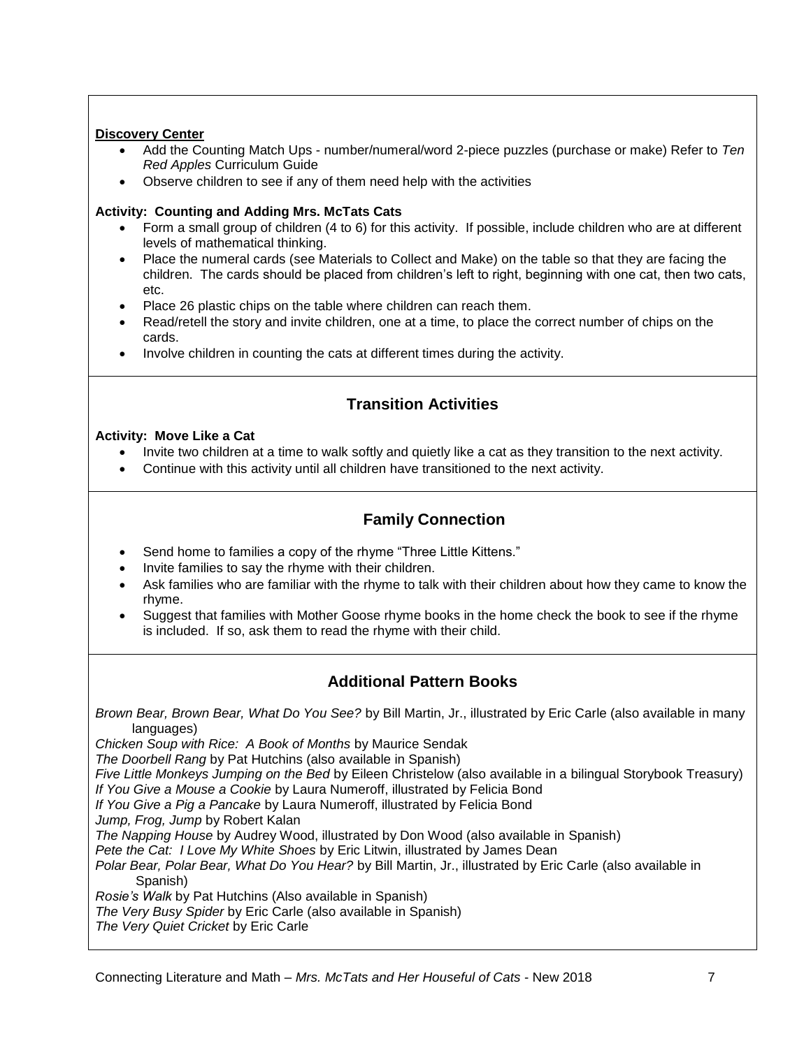**Discovery Center**

- Add the Counting Match Ups - number/numeral/word 2-piece puzzles (purchase or make) Refer to *Ten Red Apples* Curriculum Guide
- Observe children to see if any of them need help with the activities

**Activity: Counting and Adding Mrs. McTats Cats**

- Form a small group of children (4 to 6) for this activity. If possible, include children who are at different levels of mathematical thinking.
- Place the numeral cards (see Materials to Collect and Make) on the table so that they are facing the children. The cards should be placed from children's left to right, beginning with one cat, then two cats, etc.
- Place 26 plastic chips on the table where children can reach them.
- Read/retell the story and invite children, one at a time, to place the correct number of chips on the cards.
- Involve children in counting the cats at different times during the activity.

## Transition Activities

**Activity: Move Like a Cat**

- Invite two children at a time to walk softly and quietly like a cat as they transition to the next activity.
- Continue with this activity until all children have transitioned to the next activity.

## Family Connection

- Send home to families a copy of the rhyme "Three Little Kittens."
- Invite families to say the rhyme with their children.
- Ask families who are familiar with the rhyme to talk with their children about how they came to know the rhyme.
- Suggest that families with Mother Goose rhyme books in the home check the book to see if the rhyme is included. If so, ask them to read the rhyme with their child.

## Additional Pattern Books

*Brown Bear, Brown Bear, What Do You See?* by Bill Martin, Jr., illustrated by Eric Carle (also available in many languages)
*Chicken Soup with Rice: A Book of Months* by Maurice Sendak
*The Doorbell Rang* by Pat Hutchins (also available in Spanish)
*Five Little Monkeys Jumping on the Bed* by Eileen Christelow (also available in a bilingual Storybook Treasury)
*If You Give a Mouse a Cookie* by Laura Numeroff, illustrated by Felicia Bond
*If You Give a Pig a Pancake* by Laura Numeroff, illustrated by Felicia Bond
*Jump, Frog, Jump* by Robert Kalan
*The Napping House* by Audrey Wood, illustrated by Don Wood (also available in Spanish)
*Pete the Cat: I Love My White Shoes* by Eric Litwin, illustrated by James Dean
*Polar Bear, Polar Bear, What Do You Hear?* by Bill Martin, Jr., illustrated by Eric Carle (also available in Spanish)
*Rosie's Walk* by Pat Hutchins (Also available in Spanish)
*The Very Busy Spider* by Eric Carle (also available in Spanish)
*The Very Quiet Cricket* by Eric Carle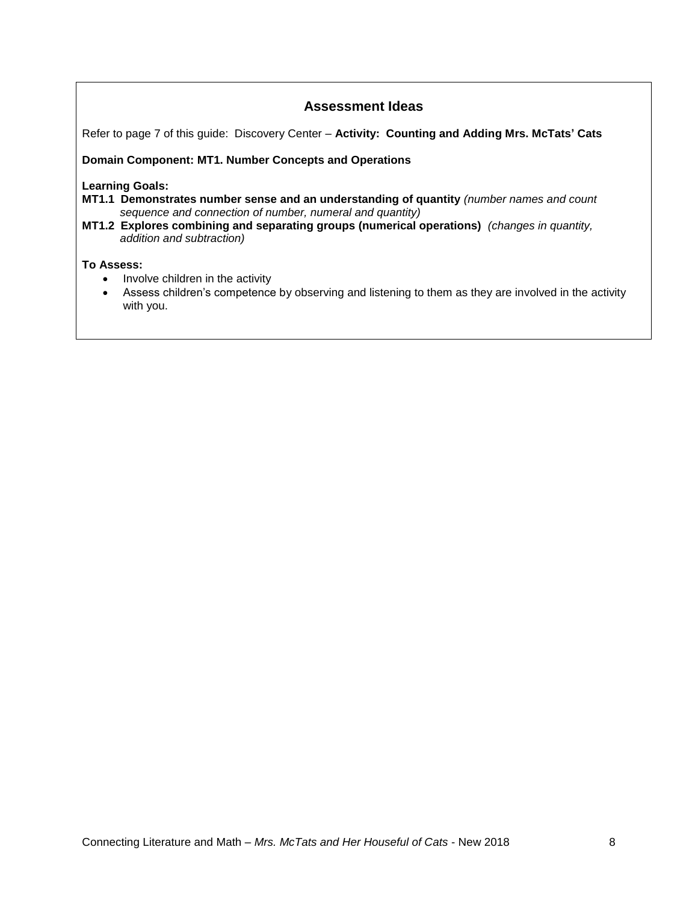## Assessment Ideas

Refer to page 7 of this guide: Discovery Center – **Activity: Counting and Adding Mrs. McTats' Cats**

**Domain Component: MT1. Number Concepts and Operations**

**Learning Goals:**

**MT1.1 Demonstrates number sense and an understanding of quantity** *(number names and count sequence and connection of number, numeral and quantity)*

**MT1.2 Explores combining and separating groups (numerical operations)** *(changes in quantity, addition and subtraction)*

**To Assess:**

- Involve children in the activity
- Assess children's competence by observing and listening to them as they are involved in the activity with you.